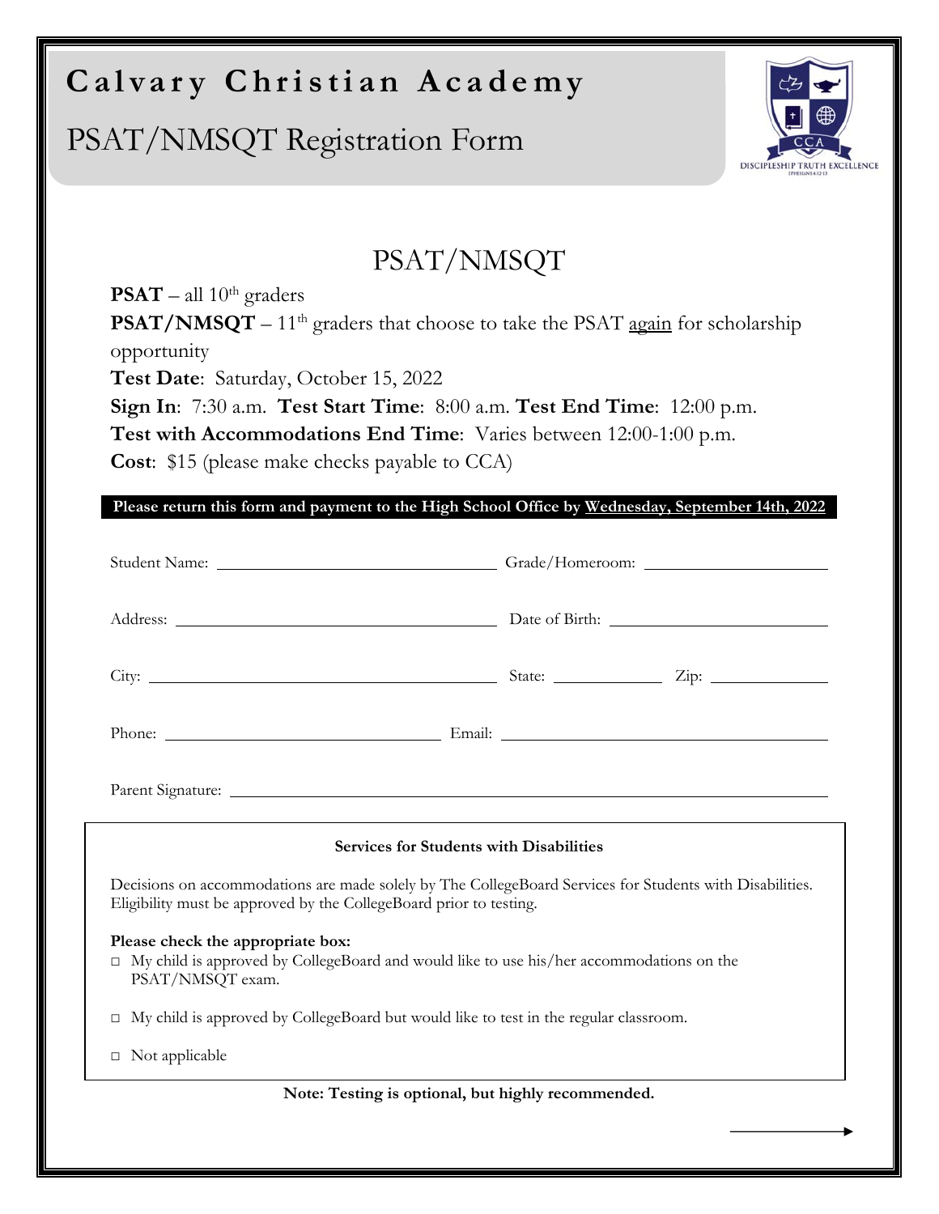# Calvary Christian Academy

## PSAT/NMSQT Registration Form

## PSAT/NMSQT

**PSAT** – all 10th graders
**PSAT/NMSQT** – 11th graders that choose to take the PSAT again for scholarship opportunity
**Test Date**: Saturday, October 15, 2022
**Sign In**: 7:30 a.m. **Test Start Time**: 8:00 a.m. **Test End Time**: 12:00 p.m.
**Test with Accommodations End Time**: Varies between 12:00-1:00 p.m.
**Cost**: $15 (please make checks payable to CCA)

**Please return this form and payment to the High School Office by Wednesday, September 14th, 2022**

Student Name: ______________________ Grade/Homeroom: ______________

Address: ______________________ Date of Birth: ______________

City: ______________________ State: ________ Zip: ________

Phone: ______________________ Email: ______________________

Parent Signature: ______________________________________

**Services for Students with Disabilities**

Decisions on accommodations are made solely by The CollegeBoard Services for Students with Disabilities. Eligibility must be approved by the CollegeBoard prior to testing.

**Please check the appropriate box:**

- ☐ My child is approved by CollegeBoard and would like to use his/her accommodations on the PSAT/NMSQT exam.
- ☐ My child is approved by CollegeBoard but would like to test in the regular classroom.
- ☐ Not applicable

**Note: Testing is optional, but highly recommended.**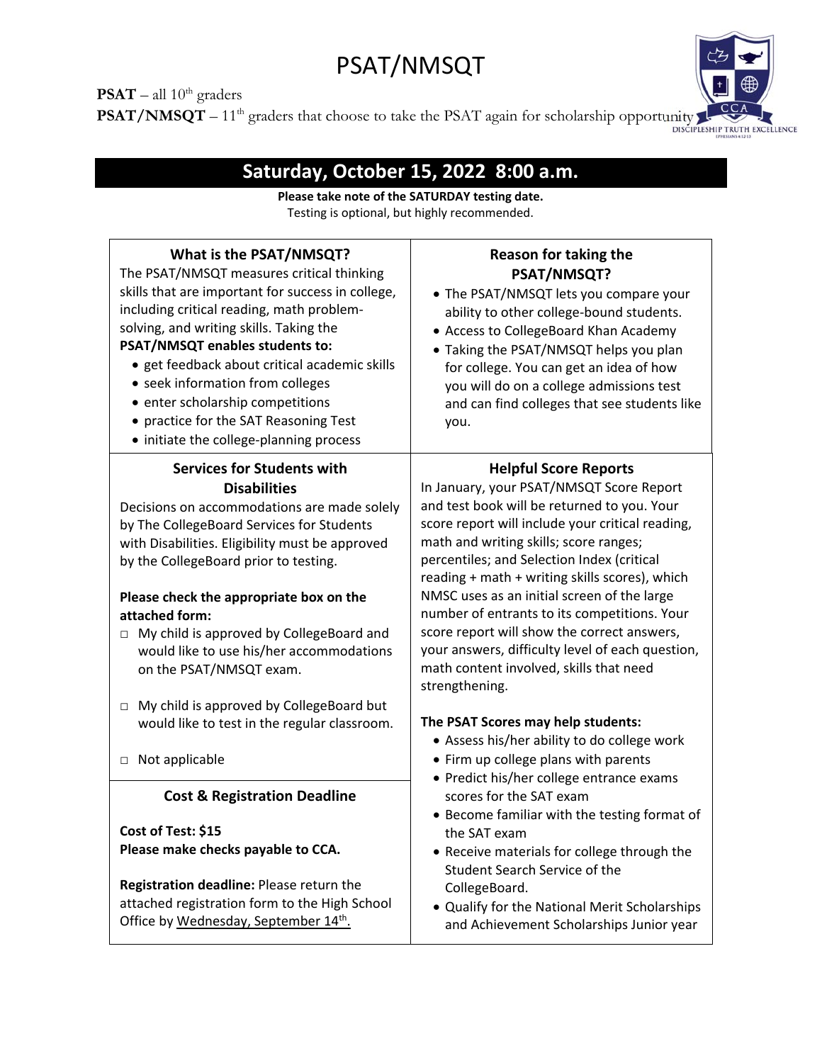# PSAT/NMSQT

**PSAT** – all 10th graders

**PSAT/NMSQT** – 11th graders that choose to take the PSAT again for scholarship opportunity

CCA

DISCIPLESHIP TRUTH EXCELLENCE

## Saturday, October 15, 2022 8:00 a.m.

**Please take note of the SATURDAY testing date.**

Testing is optional, but highly recommended.

### What is the PSAT/NMSQT?

The PSAT/NMSQT measures critical thinking skills that are important for success in college, including critical reading, math problem-solving, and writing skills. Taking the **PSAT/NMSQT enables students to:**

- get feedback about critical academic skills
- seek information from colleges
- enter scholarship competitions
- practice for the SAT Reasoning Test
- initiate the college-planning process

### Reason for taking the PSAT/NMSQT?

- The PSAT/NMSQT lets you compare your ability to other college-bound students.
- Access to CollegeBoard Khan Academy
- Taking the PSAT/NMSQT helps you plan for college. You can get an idea of how you will do on a college admissions test and can find colleges that see students like you.

### Services for Students with Disabilities

Decisions on accommodations are made solely by The CollegeBoard Services for Students with Disabilities. Eligibility must be approved by the CollegeBoard prior to testing.

**Please check the appropriate box on the attached form:**

- □ My child is approved by CollegeBoard and would like to use his/her accommodations on the PSAT/NMSQT exam.
- □ My child is approved by CollegeBoard but would like to test in the regular classroom.
- □ Not applicable

### Cost & Registration Deadline

**Cost of Test: $15**

**Please make checks payable to CCA.**

**Registration deadline:** Please return the attached registration form to the High School Office by Wednesday, September 14th.

### Helpful Score Reports

In January, your PSAT/NMSQT Score Report and test book will be returned to you. Your score report will include your critical reading, math and writing skills; score ranges; percentiles; and Selection Index (critical reading + math + writing skills scores), which NMSC uses as an initial screen of the large number of entrants to its competitions. Your score report will show the correct answers, your answers, difficulty level of each question, math content involved, skills that need strengthening.

**The PSAT Scores may help students:**

- Assess his/her ability to do college work
- Firm up college plans with parents
- Predict his/her college entrance exams scores for the SAT exam
- Become familiar with the testing format of the SAT exam
- Receive materials for college through the Student Search Service of the CollegeBoard.
- Qualify for the National Merit Scholarships and Achievement Scholarships Junior year